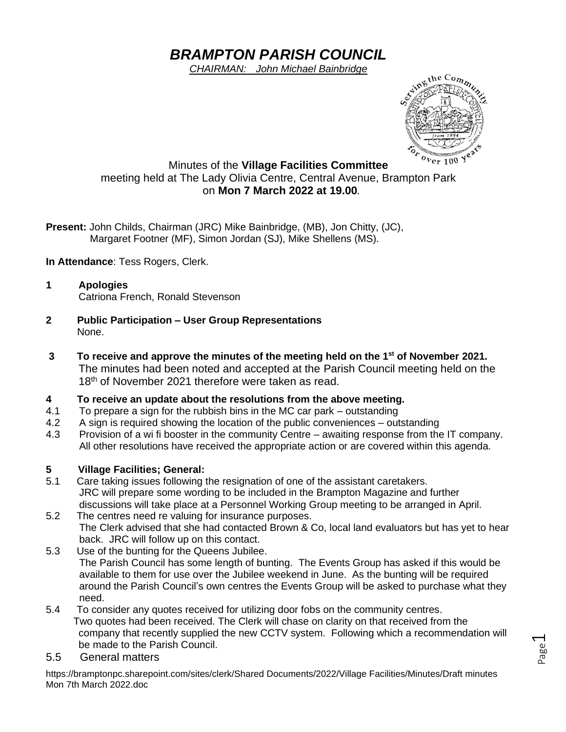# *BRAMPTON PARISH COUNCIL*

*CHAIRMAN: John Michael Bainbridge*

Minutes of the **Village Facilities Committee**
meeting held at The Lady Olivia Centre, Central Avenue, Brampton Park
on **Mon 7 March 2022 at 19.00**.

**Present:** John Childs, Chairman (JRC) Mike Bainbridge, (MB), Jon Chitty, (JC), Margaret Footner (MF), Simon Jordan (SJ), Mike Shellens (MS).

**In Attendance**: Tess Rogers, Clerk.

**1 Apologies**

Catriona French, Ronald Stevenson

**2 Public Participation – User Group Representations**

None.

**3 To receive and approve the minutes of the meeting held on the 1st of November 2021.**

The minutes had been noted and accepted at the Parish Council meeting held on the 18th of November 2021 therefore were taken as read.

**4 To receive an update about the resolutions from the above meeting.**

4.1 To prepare a sign for the rubbish bins in the MC car park – outstanding

4.2 A sign is required showing the location of the public conveniences – outstanding

4.3 Provision of a wi fi booster in the community Centre – awaiting response from the IT company.

All other resolutions have received the appropriate action or are covered within this agenda.

**5 Village Facilities; General:**

5.1 Care taking issues following the resignation of one of the assistant caretakers.
JRC will prepare some wording to be included in the Brampton Magazine and further discussions will take place at a Personnel Working Group meeting to be arranged in April.

5.2 The centres need re valuing for insurance purposes.
The Clerk advised that she had contacted Brown & Co, local land evaluators but has yet to hear back. JRC will follow up on this contact.

5.3 Use of the bunting for the Queens Jubilee.
The Parish Council has some length of bunting. The Events Group has asked if this would be available to them for use over the Jubilee weekend in June. As the bunting will be required around the Parish Council's own centres the Events Group will be asked to purchase what they need.

5.4 To consider any quotes received for utilizing door fobs on the community centres.
Two quotes had been received. The Clerk will chase on clarity on that received from the company that recently supplied the new CCTV system. Following which a recommendation will be made to the Parish Council.

5.5 General matters

https://bramptonpc.sharepoint.com/sites/clerk/Shared Documents/2022/Village Facilities/Minutes/Draft minutes Mon 7th March 2022.doc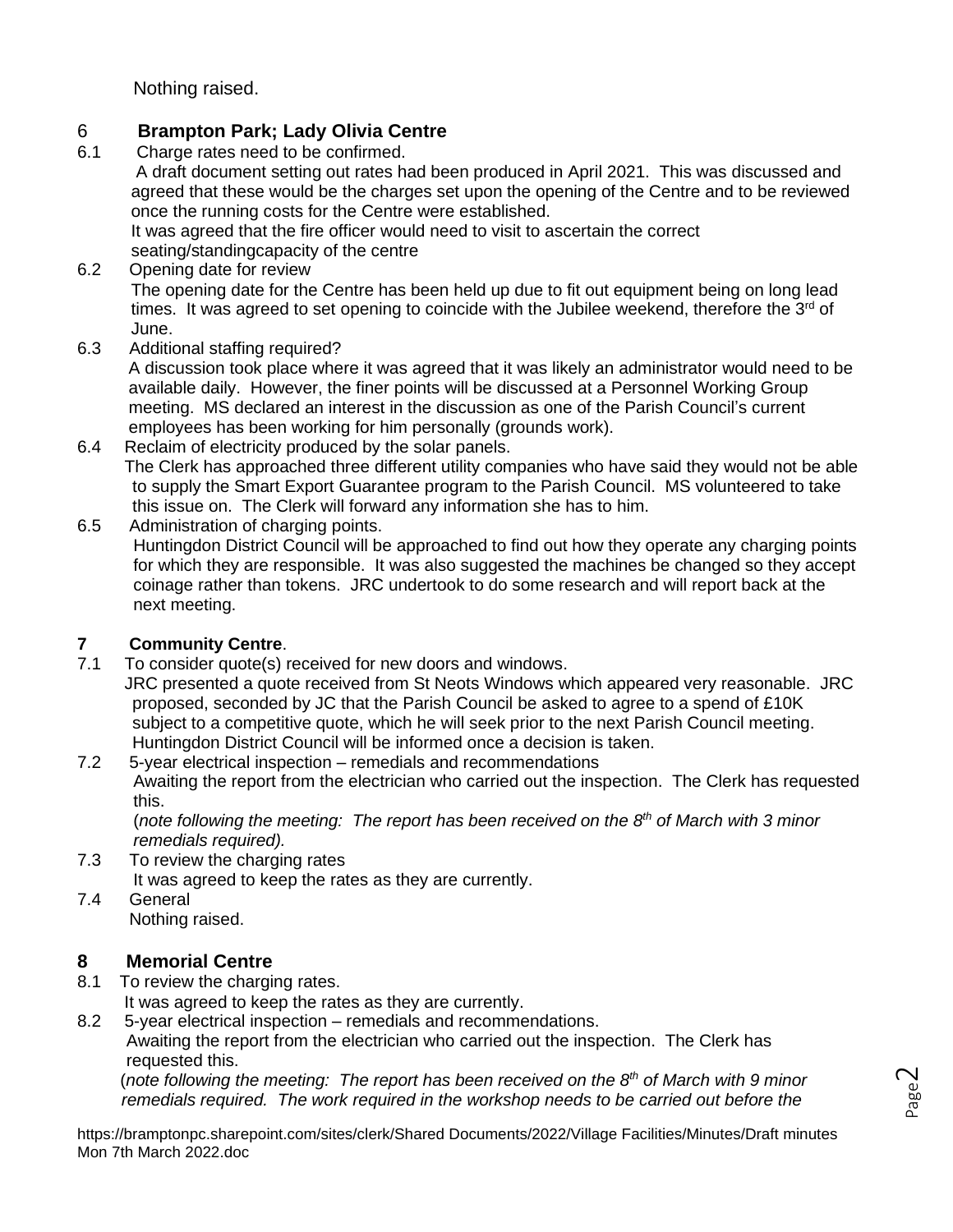Nothing raised.

## 6 Brampton Park; Lady Olivia Centre

6.1 Charge rates need to be confirmed.
A draft document setting out rates had been produced in April 2021. This was discussed and agreed that these would be the charges set upon the opening of the Centre and to be reviewed once the running costs for the Centre were established.
It was agreed that the fire officer would need to visit to ascertain the correct seating/standingcapacity of the centre

6.2 Opening date for review
The opening date for the Centre has been held up due to fit out equipment being on long lead times. It was agreed to set opening to coincide with the Jubilee weekend, therefore the 3rd of June.

6.3 Additional staffing required?
A discussion took place where it was agreed that it was likely an administrator would need to be available daily. However, the finer points will be discussed at a Personnel Working Group meeting. MS declared an interest in the discussion as one of the Parish Council's current employees has been working for him personally (grounds work).

6.4 Reclaim of electricity produced by the solar panels.
The Clerk has approached three different utility companies who have said they would not be able to supply the Smart Export Guarantee program to the Parish Council. MS volunteered to take this issue on. The Clerk will forward any information she has to him.

6.5 Administration of charging points.
Huntingdon District Council will be approached to find out how they operate any charging points for which they are responsible. It was also suggested the machines be changed so they accept coinage rather than tokens. JRC undertook to do some research and will report back at the next meeting.

## 7 Community Centre.

7.1 To consider quote(s) received for new doors and windows.
JRC presented a quote received from St Neots Windows which appeared very reasonable. JRC proposed, seconded by JC that the Parish Council be asked to agree to a spend of £10K subject to a competitive quote, which he will seek prior to the next Parish Council meeting. Huntingdon District Council will be informed once a decision is taken.

7.2 5-year electrical inspection – remedials and recommendations
Awaiting the report from the electrician who carried out the inspection. The Clerk has requested this.
(*note following the meeting: The report has been received on the 8th of March with 3 minor remedials required).*

7.3 To review the charging rates
It was agreed to keep the rates as they are currently.

7.4 General
Nothing raised.

## 8 Memorial Centre

8.1 To review the charging rates.
It was agreed to keep the rates as they are currently.

8.2 5-year electrical inspection – remedials and recommendations.
Awaiting the report from the electrician who carried out the inspection. The Clerk has requested this.
(*note following the meeting: The report has been received on the 8th of March with 9 minor remedials required. The work required in the workshop needs to be carried out before the*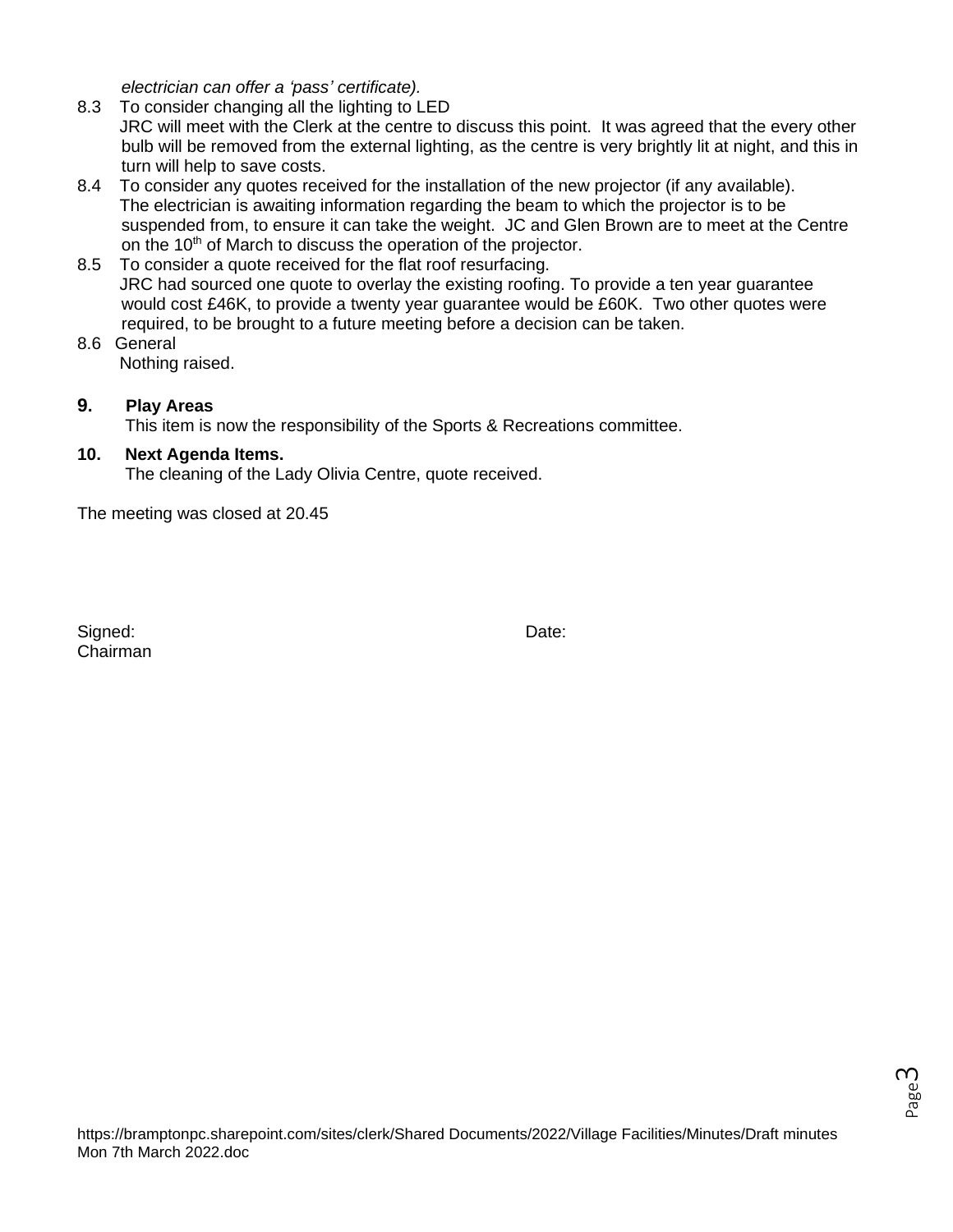*electrician can offer a 'pass' certificate).*

8.3 To consider changing all the lighting to LED
JRC will meet with the Clerk at the centre to discuss this point. It was agreed that the every other bulb will be removed from the external lighting, as the centre is very brightly lit at night, and this in turn will help to save costs.

8.4 To consider any quotes received for the installation of the new projector (if any available).
The electrician is awaiting information regarding the beam to which the projector is to be suspended from, to ensure it can take the weight. JC and Glen Brown are to meet at the Centre on the 10th of March to discuss the operation of the projector.

8.5 To consider a quote received for the flat roof resurfacing.
JRC had sourced one quote to overlay the existing roofing. To provide a ten year guarantee would cost £46K, to provide a twenty year guarantee would be £60K. Two other quotes were required, to be brought to a future meeting before a decision can be taken.

8.6 General
Nothing raised.

**9. Play Areas**
This item is now the responsibility of the Sports & Recreations committee.

**10. Next Agenda Items.**
The cleaning of the Lady Olivia Centre, quote received.

The meeting was closed at 20.45

Signed: Date:
Chairman

https://bramptonpc.sharepoint.com/sites/clerk/Shared Documents/2022/Village Facilities/Minutes/Draft minutes Mon 7th March 2022.doc